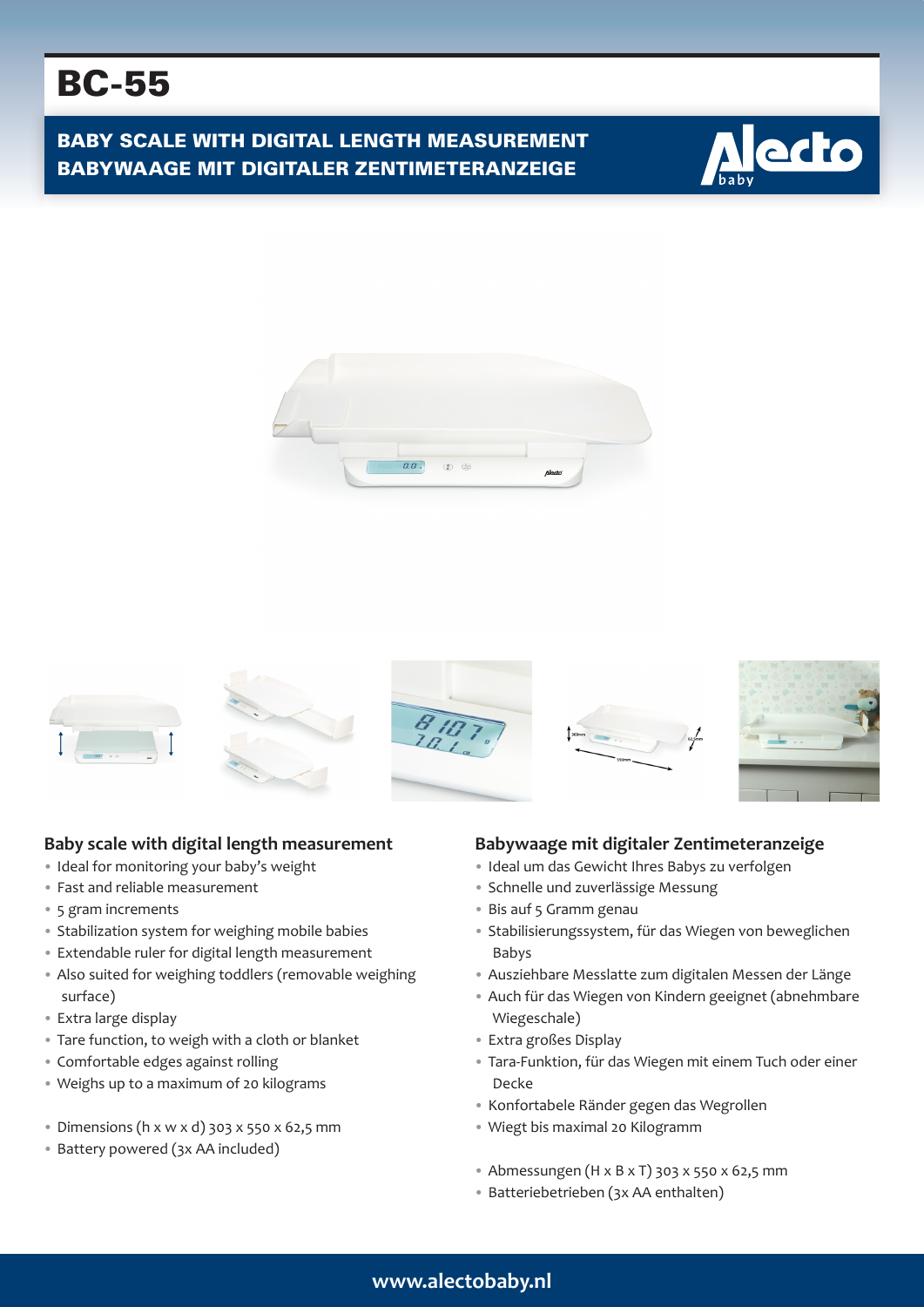# BC-55

## BABY SCALE WITH DIGITAL LENGTH MEASUREMENT
## BABYWAAGE MIT DIGITALER ZENTIMETERANZEIGE

### Baby scale with digital length measurement

- Ideal for monitoring your baby's weight
- Fast and reliable measurement
- 5 gram increments
- Stabilization system for weighing mobile babies
- Extendable ruler for digital length measurement
- Also suited for weighing toddlers (removable weighing surface)
- Extra large display
- Tare function, to weigh with a cloth or blanket
- Comfortable edges against rolling
- Weighs up to a maximum of 20 kilograms

- Dimensions (h x w x d) 303 x 550 x 62,5 mm
- Battery powered (3x AA included)

### Babywaage mit digitaler Zentimeteranzeige

- Ideal um das Gewicht Ihres Babys zu verfolgen
- Schnelle und zuverlässige Messung
- Bis auf 5 Gramm genau
- Stabilisierungssystem, für das Wiegen von beweglichen Babys
- Ausziehbare Messlatte zum digitalen Messen der Länge
- Auch für das Wiegen von Kindern geeignet (abnehmbare Wiegeschale)
- Extra großes Display
- Tara-Funktion, für das Wiegen mit einem Tuch oder einer Decke
- Konfortabele Ränder gegen das Wegrollen
- Wiegt bis maximal 20 Kilogramm

- Abmessungen (H x B x T) 303 x 550 x 62,5 mm
- Batteriebetrieben (3x AA enthalten)

www.alectobaby.nl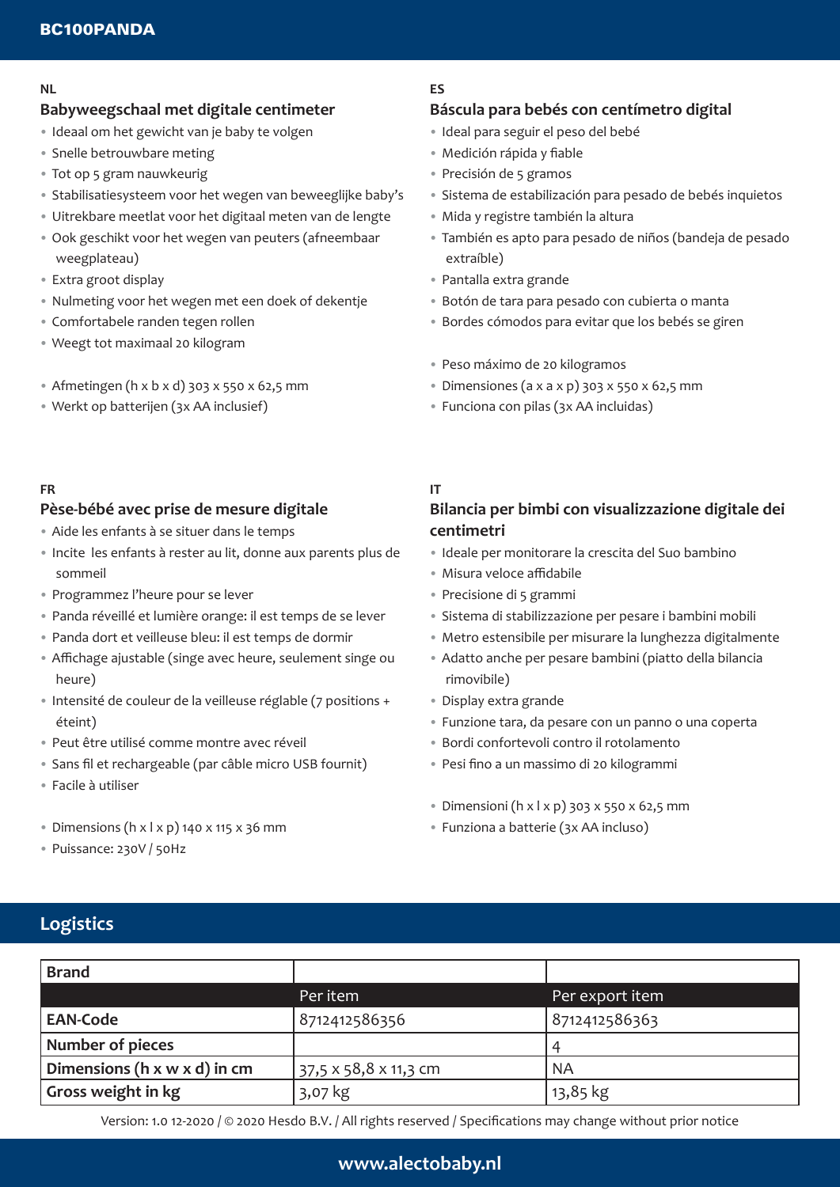# BC100PANDA

## NL

### Babyweegschaal met digitale centimeter

- Ideaal om het gewicht van je baby te volgen
- Snelle betrouwbare meting
- Tot op 5 gram nauwkeurig
- Stabilisatiesysteem voor het wegen van beweeglijke baby's
- Uitrekbare meetlat voor het digitaal meten van de lengte
- Ook geschikt voor het wegen van peuters (afneembaar weegplateau)
- Extra groot display
- Nulmeting voor het wegen met een doek of dekentje
- Comfortabele randen tegen rollen
- Weegt tot maximaal 20 kilogram

- Afmetingen (h x b x d) 303 x 550 x 62,5 mm
- Werkt op batterijen (3x AA inclusief)

## ES

### Báscula para bebés con centímetro digital

- Ideal para seguir el peso del bebé
- Medición rápida y fiable
- Precisión de 5 gramos
- Sistema de estabilización para pesado de bebés inquietos
- Mida y registre también la altura
- También es apto para pesado de niños (bandeja de pesado extraíble)
- Pantalla extra grande
- Botón de tara para pesado con cubierta o manta
- Bordes cómodos para evitar que los bebés se giren

- Peso máximo de 20 kilogramos
- Dimensiones (a x a x p) 303 x 550 x 62,5 mm
- Funciona con pilas (3x AA incluidas)

## FR

### Pèse-bébé avec prise de mesure digitale

- Aide les enfants à se situer dans le temps
- Incite les enfants à rester au lit, donne aux parents plus de sommeil
- Programmez l'heure pour se lever
- Panda réveillé et lumière orange: il est temps de se lever
- Panda dort et veilleuse bleu: il est temps de dormir
- Affichage ajustable (singe avec heure, seulement singe ou heure)
- Intensité de couleur de la veilleuse réglable (7 positions + éteint)
- Peut être utilisé comme montre avec réveil
- Sans fil et rechargeable (par câble micro USB fournit)
- Facile à utiliser

- Dimensions (h x l x p) 140 x 115 x 36 mm
- Puissance: 230V / 50Hz

## IT

### Bilancia per bimbi con visualizzazione digitale dei centimetri

- Ideale per monitorare la crescita del Suo bambino
- Misura veloce affidabile
- Precisione di 5 grammi
- Sistema di stabilizzazione per pesare i bambini mobili
- Metro estensibile per misurare la lunghezza digitalmente
- Adatto anche per pesare bambini (piatto della bilancia rimovibile)
- Display extra grande
- Funzione tara, da pesare con un panno o una coperta
- Bordi confortevoli contro il rotolamento
- Pesi fino a un massimo di 20 kilogrammi

- Dimensioni (h x l x p) 303 x 550 x 62,5 mm
- Funziona a batterie (3x AA incluso)

## Logistics

| Brand | | |
|---|---|---|
| | Per item | Per export item |
| EAN-Code | 8712412586356 | 8712412586363 |
| Number of pieces | | 4 |
| Dimensions (h x w x d) in cm | 37,5 x 58,8 x 11,3 cm | NA |
| Gross weight in kg | 3,07 kg | 13,85 kg |

Version: 1.0 12-2020 / © 2020 Hesdo B.V. / All rights reserved / Specifications may change without prior notice

www.alectobaby.nl